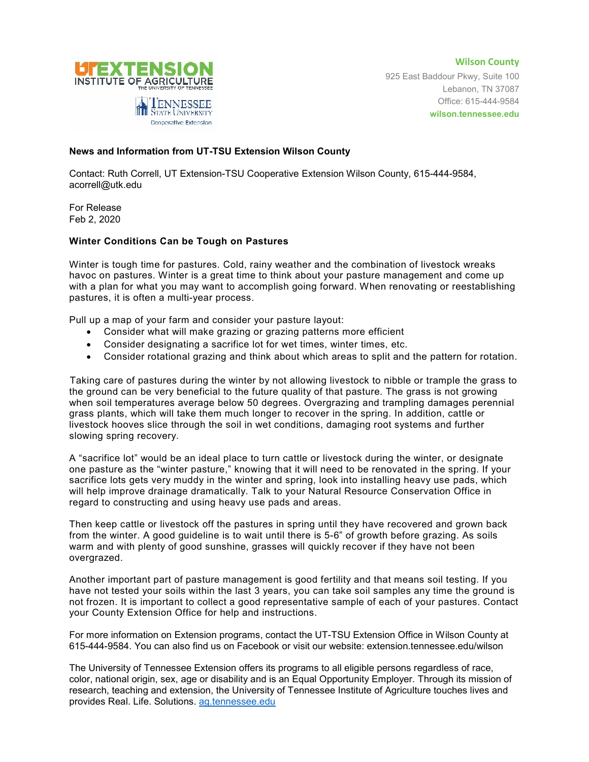UT EXTENSION INSTITUTE OF AGRICULTURE THE UNIVERSITY OF TENNESSEE

TENNESSEE STATE UNIVERSITY Cooperative Extension

**Wilson County**
925 East Baddour Pkwy, Suite 100
Lebanon, TN 37087
Office: 615-444-9584
**wilson.tennessee.edu**

**News and Information from UT-TSU Extension Wilson County**

Contact: Ruth Correll, UT Extension-TSU Cooperative Extension Wilson County, 615-444-9584, acorrell@utk.edu

For Release
Feb 2, 2020

**Winter Conditions Can be Tough on Pastures**

Winter is tough time for pastures. Cold, rainy weather and the combination of livestock wreaks havoc on pastures. Winter is a great time to think about your pasture management and come up with a plan for what you may want to accomplish going forward. When renovating or reestablishing pastures, it is often a multi-year process.

Pull up a map of your farm and consider your pasture layout:

- Consider what will make grazing or grazing patterns more efficient
- Consider designating a sacrifice lot for wet times, winter times, etc.
- Consider rotational grazing and think about which areas to split and the pattern for rotation.

Taking care of pastures during the winter by not allowing livestock to nibble or trample the grass to the ground can be very beneficial to the future quality of that pasture. The grass is not growing when soil temperatures average below 50 degrees. Overgrazing and trampling damages perennial grass plants, which will take them much longer to recover in the spring. In addition, cattle or livestock hooves slice through the soil in wet conditions, damaging root systems and further slowing spring recovery.

A "sacrifice lot" would be an ideal place to turn cattle or livestock during the winter, or designate one pasture as the "winter pasture," knowing that it will need to be renovated in the spring. If your sacrifice lots gets very muddy in the winter and spring, look into installing heavy use pads, which will help improve drainage dramatically. Talk to your Natural Resource Conservation Office in regard to constructing and using heavy use pads and areas.

Then keep cattle or livestock off the pastures in spring until they have recovered and grown back from the winter. A good guideline is to wait until there is 5-6" of growth before grazing. As soils warm and with plenty of good sunshine, grasses will quickly recover if they have not been overgrazed.

Another important part of pasture management is good fertility and that means soil testing. If you have not tested your soils within the last 3 years, you can take soil samples any time the ground is not frozen. It is important to collect a good representative sample of each of your pastures. Contact your County Extension Office for help and instructions.

For more information on Extension programs, contact the UT-TSU Extension Office in Wilson County at 615-444-9584. You can also find us on Facebook or visit our website: extension.tennessee.edu/wilson

The University of Tennessee Extension offers its programs to all eligible persons regardless of race, color, national origin, sex, age or disability and is an Equal Opportunity Employer. Through its mission of research, teaching and extension, the University of Tennessee Institute of Agriculture touches lives and provides Real. Life. Solutions. [ag.tennessee.edu](ag.tennessee.edu)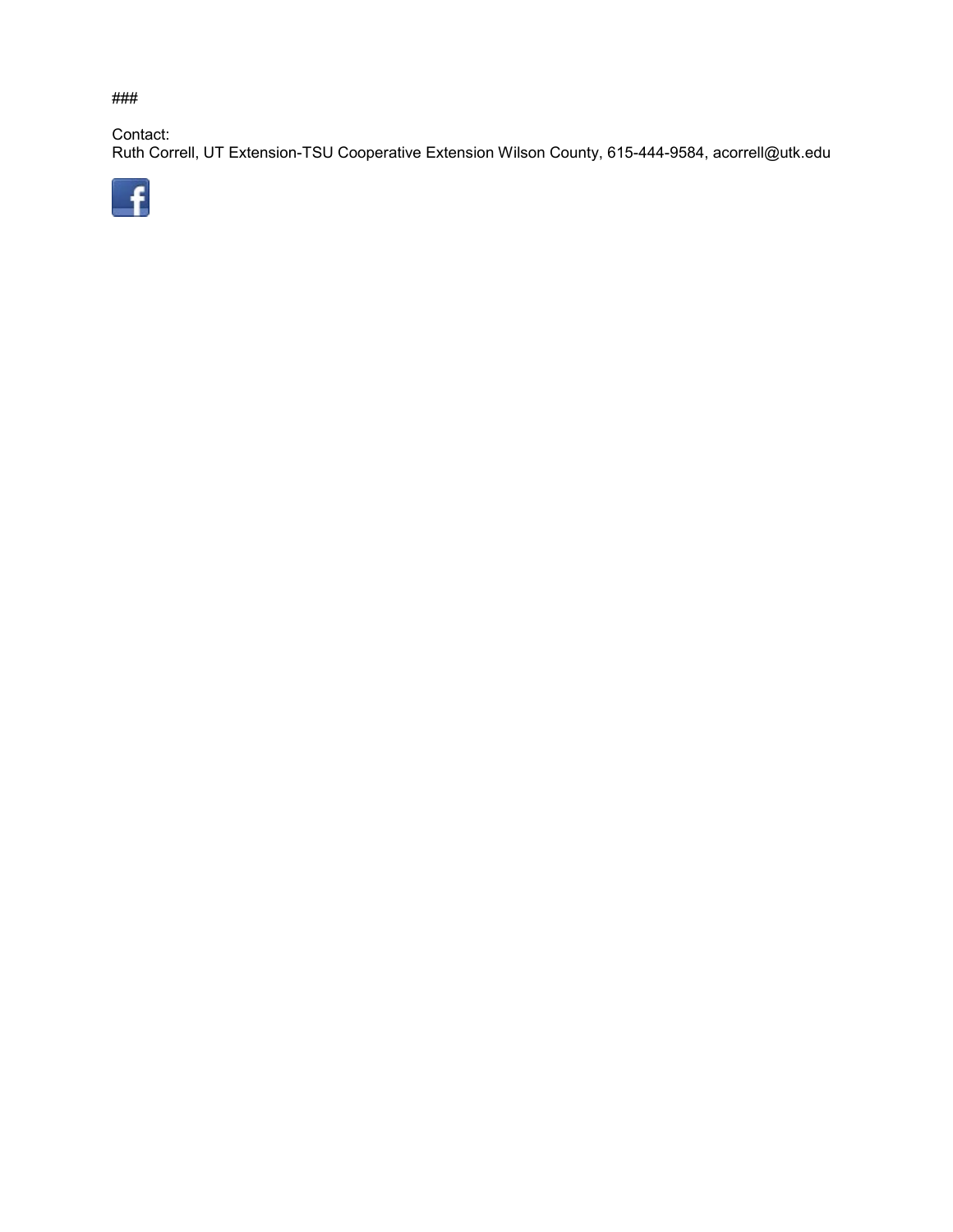###

Contact:
Ruth Correll, UT Extension-TSU Cooperative Extension Wilson County, 615-444-9584, acorrell@utk.edu